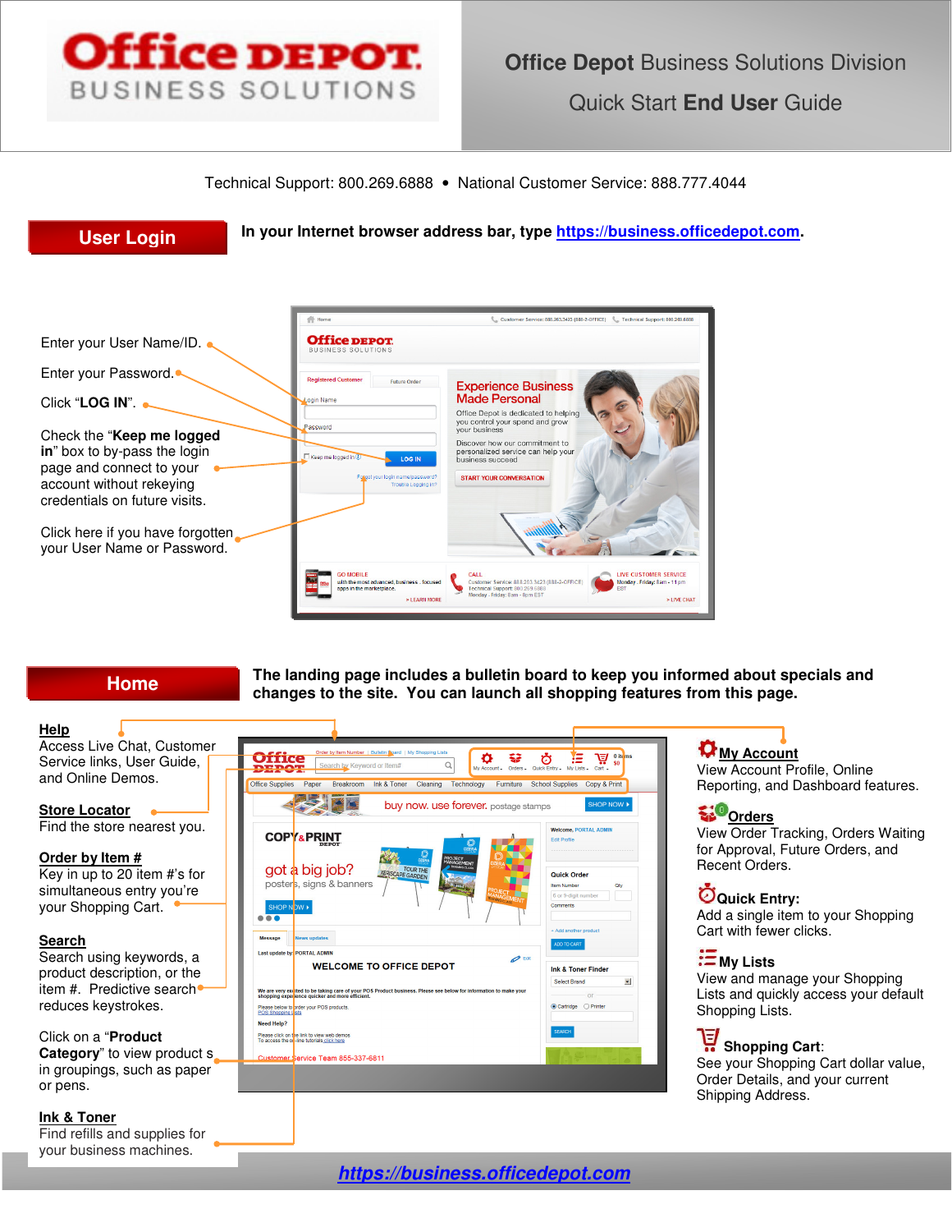# Office Depot Business Solutions Division

## Quick Start End User Guide

Technical Support: 800.269.6888 • National Customer Service: 888.777.4044

## User Login

**In your Internet browser address bar, type https://business.officedepot.com.**

Enter your User Name/ID.

Enter your Password.

Click "**LOG IN**".

Check the "**Keep me logged in**" box to by-pass the login page and connect to your account without rekeying credentials on future visits.

Click here if you have forgotten your User Name or Password.

## Home

**The landing page includes a bulletin board to keep you informed about specials and changes to the site. You can launch all shopping features from this page.**

**Help**
Access Live Chat, Customer Service links, User Guide, and Online Demos.

**Store Locator**
Find the store nearest you.

**Order by Item #**
Key in up to 20 item #'s for simultaneous entry you're your Shopping Cart.

**Search**
Search using keywords, a product description, or the item #. Predictive search reduces keystrokes.

Click on a "**Product Category**" to view product s in groupings, such as paper or pens.

**Ink & Toner**
Find refills and supplies for your business machines.

**My Account**
View Account Profile, Online Reporting, and Dashboard features.

**Orders**
View Order Tracking, Orders Waiting for Approval, Future Orders, and Recent Orders.

**Quick Entry:**
Add a single item to your Shopping Cart with fewer clicks.

**My Lists**
View and manage your Shopping Lists and quickly access your default Shopping Lists.

**Shopping Cart**:
See your Shopping Cart dollar value, Order Details, and your current Shipping Address.

**https://business.officedepot.com**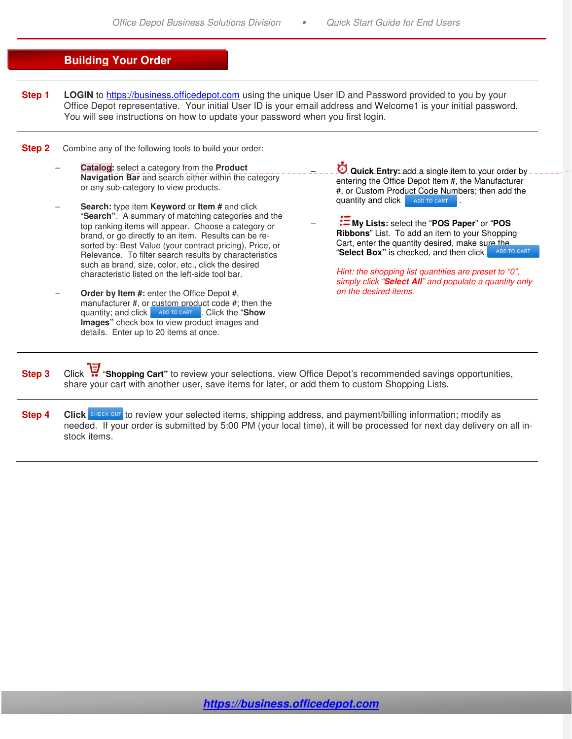## Building Your Order

**Step 1** **LOGIN** to https://business.officedepot.com using the unique User ID and Password provided to you by your Office Depot representative. Your initial User ID is your email address and Welcome1 is your initial password. You will see instructions on how to update your password when you first login.

**Step 2** Combine any of the following tools to build your order:

– **Catalog:** select a category from the **Product Navigation Bar** and search either within the category or any sub-category to view products.

– **Search:** type item **Keyword** or **Item #** and click "**Search**". A summary of matching categories and the top ranking items will appear. Choose a category or brand, or go directly to an item. Results can be re-sorted by: Best Value (your contract pricing), Price, or Relevance. To filter search results by characteristics such as brand, size, color, etc., click the desired characteristic listed on the left-side tool bar.

– **Order by Item #:** enter the Office Depot #, manufacturer #, or custom product code #; then the quantity; and click ADD TO CART. Click the "**Show Images**" check box to view product images and details. Enter up to 20 items at once.

– **Quick Entry:** add a single item to your order by entering the Office Depot Item #, the Manufacturer #, or Custom Product Code Numbers; then add the quantity and click ADD TO CART.

– **My Lists:** select the "**POS Paper**" or "**POS Ribbons**" List. To add an item to your Shopping Cart, enter the quantity desired, make sure the "**Select Box**" is checked, and then click ADD TO CART

*Hint: the shopping list quantities are preset to "0", simply click "**Select All**" and populate a quantity only on the desired items.*

**Step 3** Click "**Shopping Cart**" to review your selections, view Office Depot's recommended savings opportunities, share your cart with another user, save items for later, or add them to custom Shopping Lists.

**Step 4** **Click** CHECK OUT to review your selected items, shipping address, and payment/billing information; modify as needed. If your order is submitted by 5:00 PM (your local time), it will be processed for next day delivery on all in-stock items.

https://business.officedepot.com